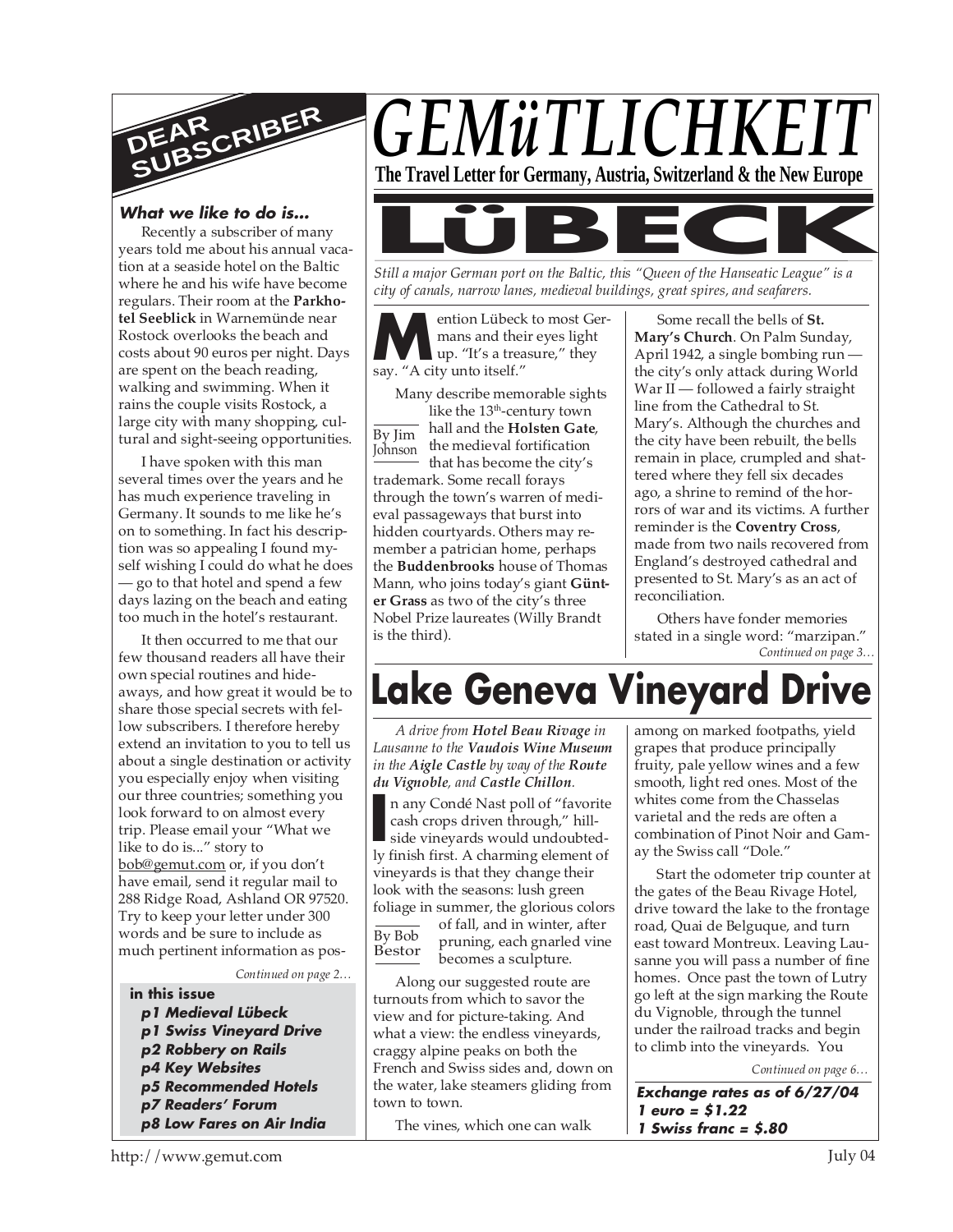# GEMüTLICHKEIT

**The Travel Letter for Germany, Austria, Switzerland & the New Europe**

## DEAR SUBSCRIBER

### What we like to do is...

Recently a subscriber of many years told me about his annual vacation at a seaside hotel on the Baltic where he and his wife have become regulars. Their room at the **Parkhotel Seeblick** in Warnemünde near Rostock overlooks the beach and costs about 90 euros per night. Days are spent on the beach reading, walking and swimming. When it rains the couple visits Rostock, a large city with many shopping, cultural and sight-seeing opportunities.

I have spoken with this man several times over the years and he has much experience traveling in Germany. It sounds to me like he's on to something. In fact his description was so appealing I found myself wishing I could do what he does — go to that hotel and spend a few days lazing on the beach and eating too much in the hotel's restaurant.

It then occurred to me that our few thousand readers all have their own special routines and hideaways, and how great it would be to share those special secrets with fellow subscribers. I therefore hereby extend an invitation to you to tell us about a single destination or activity you especially enjoy when visiting our three countries; something you look forward to on almost every trip. Please email your "What we like to do is..." story to bob@gemut.com or, if you don't have email, send it regular mail to 288 Ridge Road, Ashland OR 97520. Try to keep your letter under 300 words and be sure to include as much pertinent information as pos-

*Continued on page 2…*

**in this issue**

- ***p1 Medieval Lübeck***
- ***p1 Swiss Vineyard Drive***
- ***p2 Robbery on Rails***
- ***p4 Key Websites***
- ***p5 Recommended Hotels***
- ***p7 Readers' Forum***
- ***p8 Low Fares on Air India***

## LüBECK

*Still a major German port on the Baltic, this "Queen of the Hanseatic League" is a city of canals, narrow lanes, medieval buildings, great spires, and seafarers.*

By Jim Johnson

Mention Lübeck to most Germans and their eyes light up. "It's a treasure," they say. "A city unto itself."

Many describe memorable sights like the 13th-century town hall and the **Holsten Gate**, the medieval fortification that has become the city's trademark. Some recall forays through the town's warren of medieval passageways that burst into hidden courtyards. Others may remember a patrician home, perhaps the **Buddenbrooks** house of Thomas Mann, who joins today's giant **Günter Grass** as two of the city's three Nobel Prize laureates (Willy Brandt is the third).

Some recall the bells of **St. Mary's Church**. On Palm Sunday, April 1942, a single bombing run — the city's only attack during World War II — followed a fairly straight line from the Cathedral to St. Mary's. Although the churches and the city have been rebuilt, the bells remain in place, crumpled and shattered where they fell six decades ago, a shrine to remind of the horrors of war and its victims. A further reminder is the **Coventry Cross**, made from two nails recovered from England's destroyed cathedral and presented to St. Mary's as an act of reconciliation.

Others have fonder memories stated in a single word: "marzipan."

*Continued on page 3…*

## Lake Geneva Vineyard Drive

*A drive from **Hotel Beau Rivage** in Lausanne to the **Vaudois Wine Museum** in the **Aigle Castle** by way of the **Route du Vignoble**, and **Castle Chillon**.*

By Bob Bestor

In any Condé Nast poll of "favorite cash crops driven through," hillside vineyards would undoubtedly finish first. A charming element of vineyards is that they change their look with the seasons: lush green foliage in summer, the glorious colors of fall, and in winter, after pruning, each gnarled vine becomes a sculpture.

Along our suggested route are turnouts from which to savor the view and for picture-taking. And what a view: the endless vineyards, craggy alpine peaks on both the French and Swiss sides and, down on the water, lake steamers gliding from town to town.

The vines, which one can walk among on marked footpaths, yield grapes that produce principally fruity, pale yellow wines and a few smooth, light red ones. Most of the whites come from the Chasselas varietal and the reds are often a combination of Pinot Noir and Gamay the Swiss call "Dole."

Start the odometer trip counter at the gates of the Beau Rivage Hotel, drive toward the lake to the frontage road, Quai de Belguque, and turn east toward Montreux. Leaving Lausanne you will pass a number of fine homes. Once past the town of Lutry go left at the sign marking the Route du Vignoble, through the tunnel under the railroad tracks and begin to climb into the vineyards. You

*Continued on page 6…*

***Exchange rates as of 6/27/04***
***1 euro = $1.22***
***1 Swiss franc = $.80***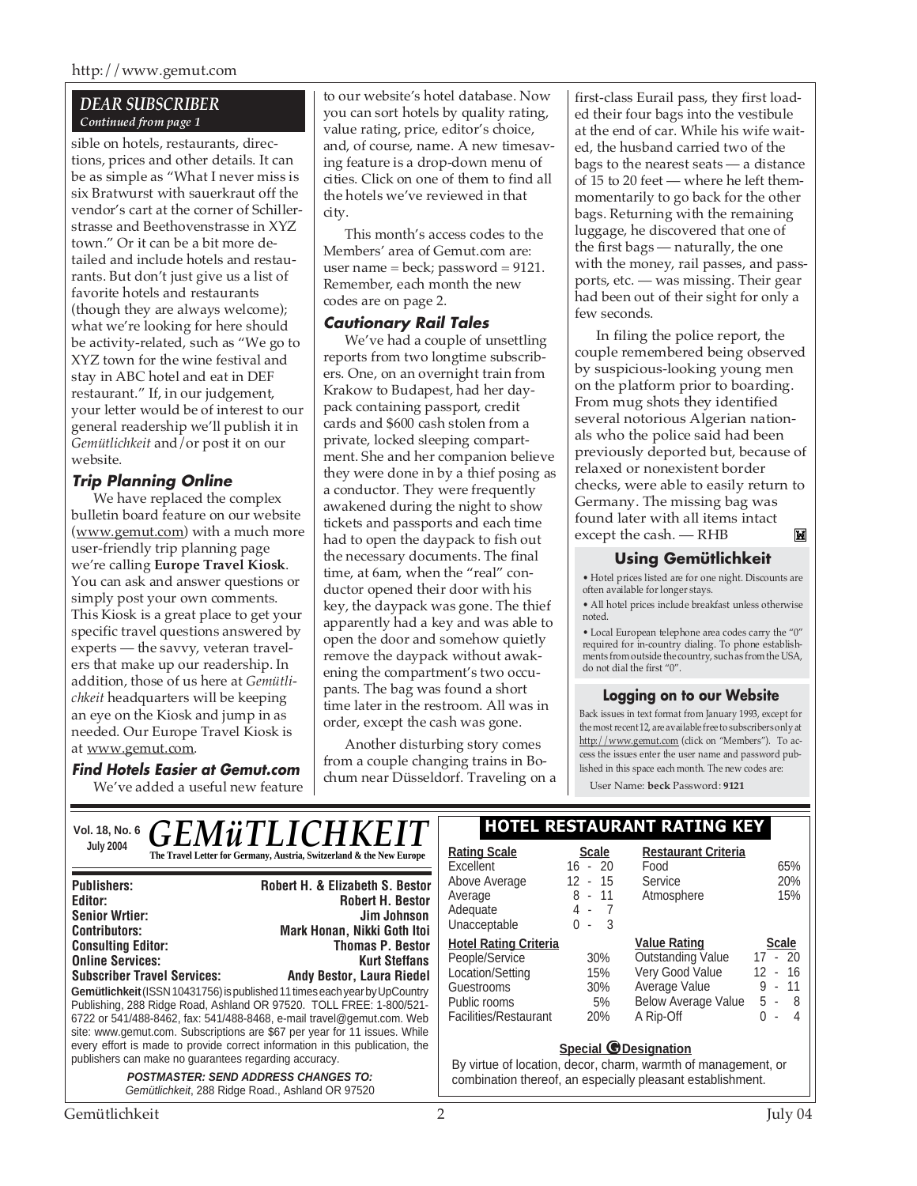## DEAR SUBSCRIBER

*Continued from page 1*

sible on hotels, restaurants, directions, prices and other details. It can be as simple as "What I never miss is six Bratwurst with sauerkraut off the vendor's cart at the corner of Schillerstrasse and Beethovenstrasse in XYZ town." Or it can be a bit more detailed and include hotels and restaurants. But don't just give us a list of favorite hotels and restaurants (though they are always welcome); what we're looking for here should be activity-related, such as "We go to XYZ town for the wine festival and stay in ABC hotel and eat in DEF restaurant." If, in our judgement, your letter would be of interest to our general readership we'll publish it in *Gemütlichkeit* and/or post it on our website.

### Trip Planning Online

We have replaced the complex bulletin board feature on our website (www.gemut.com) with a much more user-friendly trip planning page we're calling **Europe Travel Kiosk**. You can ask and answer questions or simply post your own comments. This Kiosk is a great place to get your specific travel questions answered by experts — the savvy, veteran travelers that make up our readership. In addition, those of us here at *Gemütlichkeit* headquarters will be keeping an eye on the Kiosk and jump in as needed. Our Europe Travel Kiosk is at www.gemut.com.

### Find Hotels Easier at Gemut.com

We've added a useful new feature to our website's hotel database. Now you can sort hotels by quality rating, value rating, price, editor's choice, and, of course, name. A new timesaving feature is a drop-down menu of cities. Click on one of them to find all the hotels we've reviewed in that city.

This month's access codes to the Members' area of Gemut.com are: user name = beck; password = 9121. Remember, each month the new codes are on page 2.

### Cautionary Rail Tales

We've had a couple of unsettling reports from two longtime subscribers. One, on an overnight train from Krakow to Budapest, had her daypack containing passport, credit cards and $600 cash stolen from a private, locked sleeping compartment. She and her companion believe they were done in by a thief posing as a conductor. They were frequently awakened during the night to show tickets and passports and each time had to open the daypack to fish out the necessary documents. The final time, at 6am, when the "real" conductor opened their door with his key, the daypack was gone. The thief apparently had a key and was able to open the door and somehow quietly remove the daypack without awakening the compartment's two occupants. The bag was found a short time later in the restroom. All was in order, except the cash was gone.

Another disturbing story comes from a couple changing trains in Bochum near Düsseldorf. Traveling on a first-class Eurail pass, they first loaded their four bags into the vestibule at the end of car. While his wife waited, the husband carried two of the bags to the nearest seats — a distance of 15 to 20 feet — where he left them momentarily to go back for the other bags. Returning with the remaining luggage, he discovered that one of the first bags — naturally, the one with the money, rail passes, and passports, etc. — was missing. Their gear had been out of their sight for only a few seconds.

In filing the police report, the couple remembered being observed by suspicious-looking young men on the platform prior to boarding. From mug shots they identified several notorious Algerian nationals who the police said had been previously deported but, because of relaxed or nonexistent border checks, were able to easily return to Germany. The missing bag was found later with all items intact except the cash. — RHB

### Using Gemütlichkeit

- Hotel prices listed are for one night. Discounts are often available for longer stays.
- All hotel prices include breakfast unless otherwise noted.
- Local European telephone area codes carry the "0" required for in-country dialing. To phone establishments from outside the country, such as from the USA, do not dial the first "0".

### Logging on to our Website

Back issues in text format from January 1993, except for the most recent 12, are available free to subscribers only at http://www.gemut.com (click on "Members"). To access the issues enter the user name and password published in this space each month. The new codes are:

User Name: **beck** Password: **9121**

---

**Vol. 18, No. 6 — July 2004**

# GEMüTLICHKEIT

**The Travel Letter for Germany, Austria, Switzerland & the New Europe**

| | |
|---|---|
| **Publishers:** | **Robert H. & Elizabeth S. Bestor** |
| **Editor:** | **Robert H. Bestor** |
| **Senior Wrtier:** | **Jim Johnson** |
| **Contributors:** | **Mark Honan, Nikki Goth Itoi** |
| **Consulting Editor:** | **Thomas P. Bestor** |
| **Online Services:** | **Kurt Steffans** |
| **Subscriber Travel Services:** | **Andy Bestor, Laura Riedel** |

**Gemütlichkeit** (ISSN 10431756) is published 11 times each year by UpCountry Publishing, 288 Ridge Road, Ashland OR 97520. TOLL FREE: 1-800/521-6722 or 541/488-8462, fax: 541/488-8468, e-mail travel@gemut.com. Web site: www.gemut.com. Subscriptions are $67 per year for 11 issues. While every effort is made to provide correct information in this publication, the publishers can make no guarantees regarding accuracy.

***POSTMASTER: SEND ADDRESS CHANGES TO:***
*Gemütlichkeit*, 288 Ridge Road., Ashland OR 97520

### HOTEL RESTAURANT RATING KEY

| Rating Scale | Scale |
|---|---|
| Excellent | 16 - 20 |
| Above Average | 12 - 15 |
| Average | 8 - 11 |
| Adequate | 4 - 7 |
| Unacceptable | 0 - 3 |

| Restaurant Criteria | |
|---|---|
| Food | 65% |
| Service | 20% |
| Atmosphere | 15% |

| Hotel Rating Criteria | |
|---|---|
| People/Service | 30% |
| Location/Setting | 15% |
| Guestrooms | 30% |
| Public rooms | 5% |
| Facilities/Restaurant | 20% |

| Value Rating | Scale |
|---|---|
| Outstanding Value | 17 - 20 |
| Very Good Value | 12 - 16 |
| Average Value | 9 - 11 |
| Below Average Value | 5 - 8 |
| A Rip-Off | 0 - 4 |

**Special G Designation**

By virtue of location, decor, charm, warmth of management, or combination thereof, an especially pleasant establishment.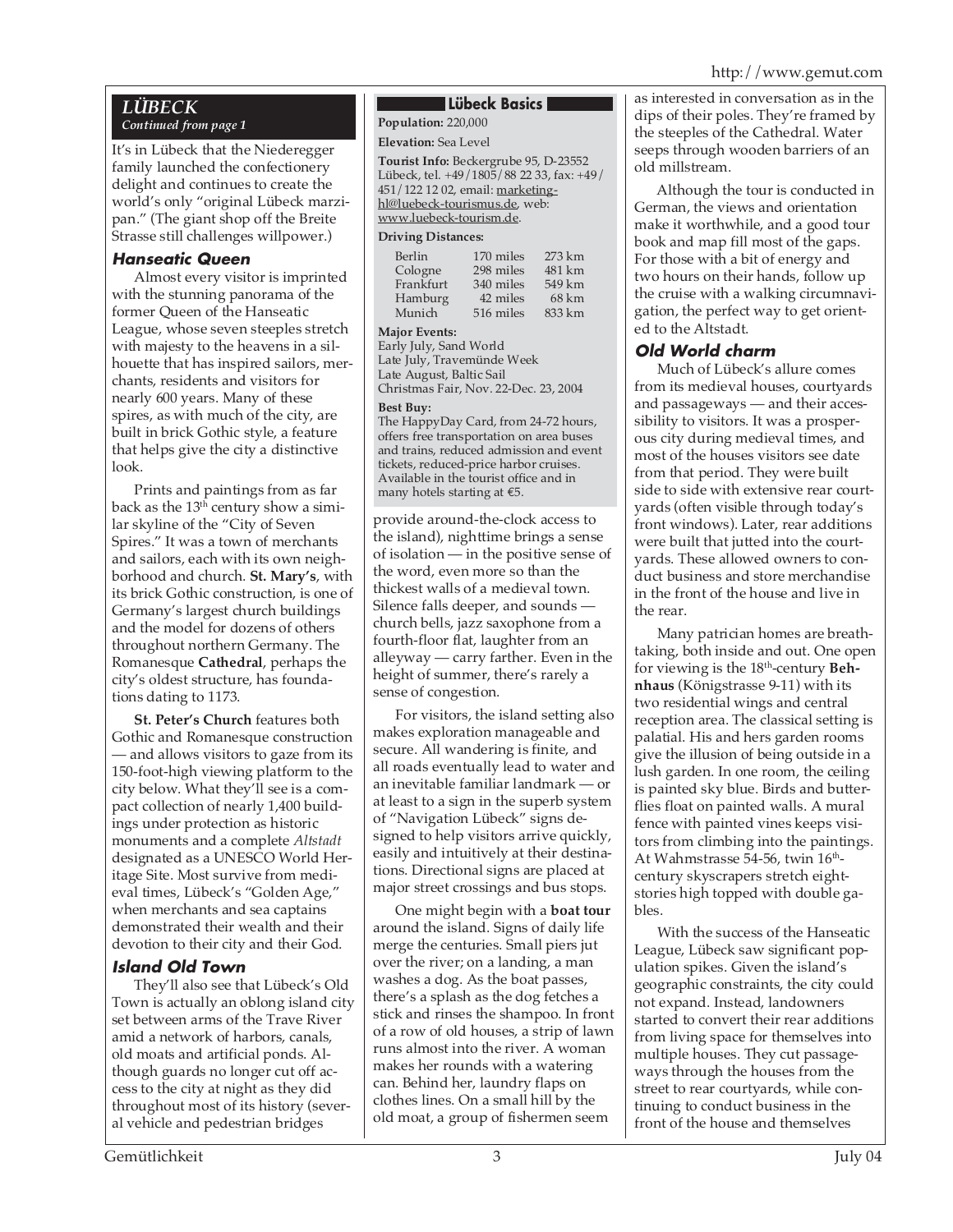## LÜBECK

*Continued from page 1*

It's in Lübeck that the Niederegger family launched the confectionery delight and continues to create the world's only "original Lübeck marzipan." (The giant shop off the Breite Strasse still challenges willpower.)

### Hanseatic Queen

Almost every visitor is imprinted with the stunning panorama of the former Queen of the Hanseatic League, whose seven steeples stretch with majesty to the heavens in a silhouette that has inspired sailors, merchants, residents and visitors for nearly 600 years. Many of these spires, as with much of the city, are built in brick Gothic style, a feature that helps give the city a distinctive look.

Prints and paintings from as far back as the 13th century show a similar skyline of the "City of Seven Spires." It was a town of merchants and sailors, each with its own neighborhood and church. **St. Mary's**, with its brick Gothic construction, is one of Germany's largest church buildings and the model for dozens of others throughout northern Germany. The Romanesque **Cathedral**, perhaps the city's oldest structure, has foundations dating to 1173.

**St. Peter's Church** features both Gothic and Romanesque construction — and allows visitors to gaze from its 150-foot-high viewing platform to the city below. What they'll see is a compact collection of nearly 1,400 buildings under protection as historic monuments and a complete *Altstadt* designated as a UNESCO World Heritage Site. Most survive from medieval times, Lübeck's "Golden Age," when merchants and sea captains demonstrated their wealth and their devotion to their city and their God.

### Island Old Town

They'll also see that Lübeck's Old Town is actually an oblong island city set between arms of the Trave River amid a network of harbors, canals, old moats and artificial ponds. Although guards no longer cut off access to the city at night as they did throughout most of its history (several vehicle and pedestrian bridges provide around-the-clock access to the island), nighttime brings a sense of isolation — in the positive sense of the word, even more so than the thickest walls of a medieval town. Silence falls deeper, and sounds — church bells, jazz saxophone from a fourth-floor flat, laughter from an alleyway — carry farther. Even in the height of summer, there's rarely a sense of congestion.

For visitors, the island setting also makes exploration manageable and secure. All wandering is finite, and all roads eventually lead to water and an inevitable familiar landmark — or at least to a sign in the superb system of "Navigation Lübeck" signs designed to help visitors arrive quickly, easily and intuitively at their destinations. Directional signs are placed at major street crossings and bus stops.

One might begin with a **boat tour** around the island. Signs of daily life merge the centuries. Small piers jut over the river; on a landing, a man washes a dog. As the boat passes, there's a splash as the dog fetches a stick and rinses the shampoo. In front of a row of old houses, a strip of lawn runs almost into the river. A woman makes her rounds with a watering can. Behind her, laundry flaps on clothes lines. On a small hill by the old moat, a group of fishermen seem as interested in conversation as in the dips of their poles. They're framed by the steeples of the Cathedral. Water seeps through wooden barriers of an old millstream.

Although the tour is conducted in German, the views and orientation make it worthwhile, and a good tour book and map fill most of the gaps. For those with a bit of energy and two hours on their hands, follow up the cruise with a walking circumnavigation, the perfect way to get oriented to the Altstadt.

### Old World charm

Much of Lübeck's allure comes from its medieval houses, courtyards and passageways — and their accessibility to visitors. It was a prosperous city during medieval times, and most of the houses visitors see date from that period. They were built side to side with extensive rear courtyards (often visible through today's front windows). Later, rear additions were built that jutted into the courtyards. These allowed owners to conduct business and store merchandise in the front of the house and live in the rear.

Many patrician homes are breathtaking, both inside and out. One open for viewing is the 18th-century **Behnhaus** (Königstrasse 9-11) with its two residential wings and central reception area. The classical setting is palatial. His and hers garden rooms give the illusion of being outside in a lush garden. In one room, the ceiling is painted sky blue. Birds and butterflies float on painted walls. A mural fence with painted vines keeps visitors from climbing into the paintings. At Wahmstrasse 54-56, twin 16th-century skyscrapers stretch eight-stories high topped with double gables.

With the success of the Hanseatic League, Lübeck saw significant population spikes. Given the island's geographic constraints, the city could not expand. Instead, landowners started to convert their rear additions from living space for themselves into multiple houses. They cut passageways through the houses from the street to rear courtyards, while continuing to conduct business in the front of the house and themselves

---

### Lübeck Basics

**Population:** 220,000

**Elevation:** Sea Level

**Tourist Info:** Beckergrube 95, D-23552 Lübeck, tel. +49/1805/88 22 33, fax: +49/451/122 12 02, email: marketing-hl@luebeck-tourismus.de, web: www.luebeck-tourism.de.

**Driving Distances:**

| | | |
|---|---|---|
| Berlin | 170 miles | 273 km |
| Cologne | 298 miles | 481 km |
| Frankfurt | 340 miles | 549 km |
| Hamburg | 42 miles | 68 km |
| Munich | 516 miles | 833 km |

**Major Events:**
Early July, Sand World
Late July, Travemünde Week
Late August, Baltic Sail
Christmas Fair, Nov. 22-Dec. 23, 2004

**Best Buy:**
The HappyDay Card, from 24-72 hours, offers free transportation on area buses and trains, reduced admission and event tickets, reduced-price harbor cruises. Available in the tourist office and in many hotels starting at €5.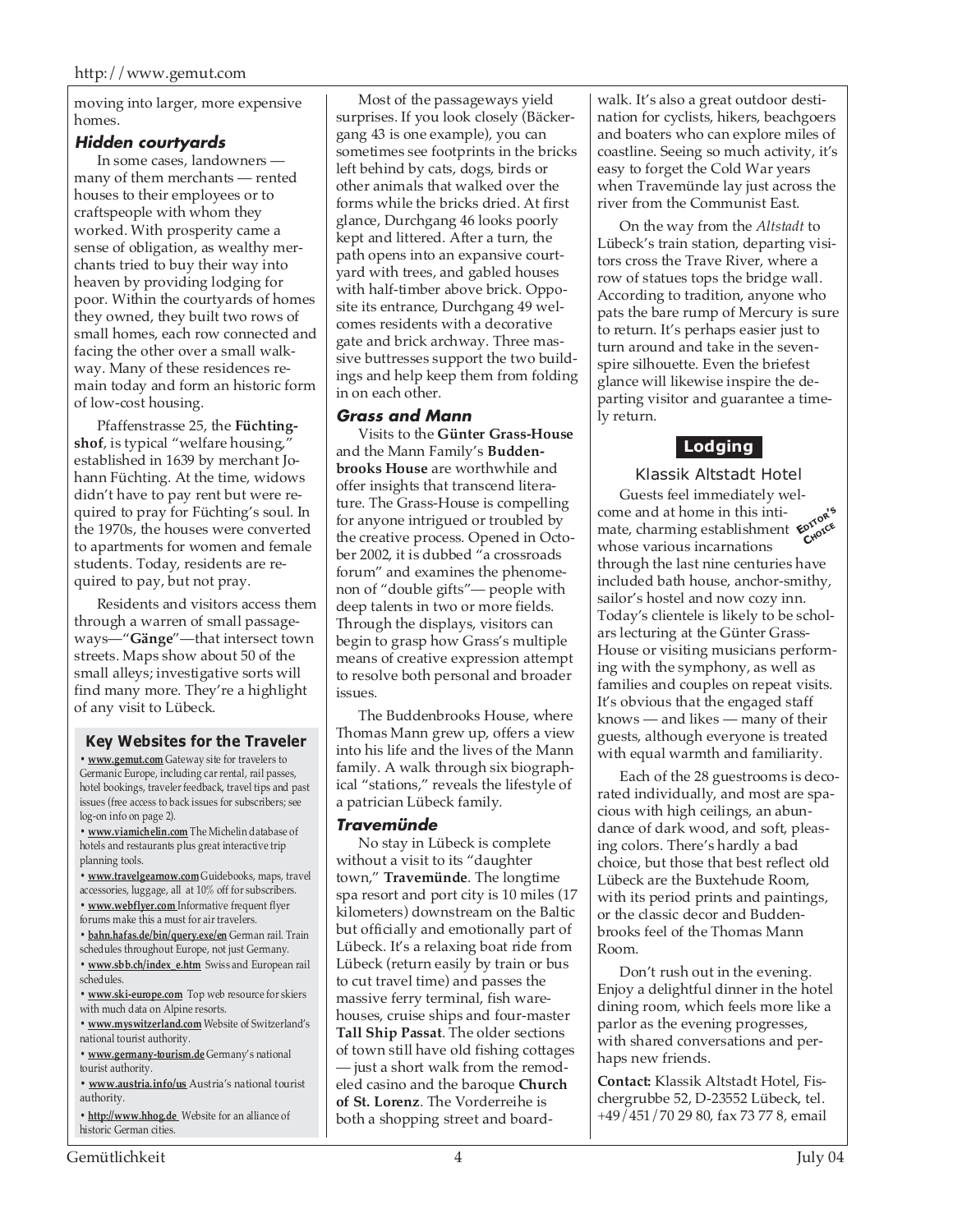moving into larger, more expensive homes.

### Hidden courtyards

In some cases, landowners — many of them merchants — rented houses to their employees or to craftspeople with whom they worked. With prosperity came a sense of obligation, as wealthy merchants tried to buy their way into heaven by providing lodging for poor. Within the courtyards of homes they owned, they built two rows of small homes, each row connected and facing the other over a small walkway. Many of these residences remain today and form an historic form of low-cost housing.

Pfaffenstrasse 25, the **Füchtingshof**, is typical "welfare housing," established in 1639 by merchant Johann Füchting. At the time, widows didn't have to pay rent but were required to pray for Füchting's soul. In the 1970s, the houses were converted to apartments for women and female students. Today, residents are required to pay, but not pray.

Residents and visitors access them through a warren of small passageways—"**Gänge**"—that intersect town streets. Maps show about 50 of the small alleys; investigative sorts will find many more. They're a highlight of any visit to Lübeck.

Most of the passageways yield surprises. If you look closely (Bäckergang 43 is one example), you can sometimes see footprints in the bricks left behind by cats, dogs, birds or other animals that walked over the forms while the bricks dried. At first glance, Durchgang 46 looks poorly kept and littered. After a turn, the path opens into an expansive courtyard with trees, and gabled houses with half-timber above brick. Opposite its entrance, Durchgang 49 welcomes residents with a decorative gate and brick archway. Three massive buttresses support the two buildings and help keep them from folding in on each other.

### Grass and Mann

Visits to the **Günter Grass-House** and the Mann Family's **Buddenbrooks House** are worthwhile and offer insights that transcend literature. The Grass-House is compelling for anyone intrigued or troubled by the creative process. Opened in October 2002, it is dubbed "a crossroads forum" and examines the phenomenon of "double gifts"— people with deep talents in two or more fields. Through the displays, visitors can begin to grasp how Grass's multiple means of creative expression attempt to resolve both personal and broader issues.

The Buddenbrooks House, where Thomas Mann grew up, offers a view into his life and the lives of the Mann family. A walk through six biographical "stations," reveals the lifestyle of a patrician Lübeck family.

### Travemünde

No stay in Lübeck is complete without a visit to its "daughter town," **Travemünde**. The longtime spa resort and port city is 10 miles (17 kilometers) downstream on the Baltic but officially and emotionally part of Lübeck. It's a relaxing boat ride from Lübeck (return easily by train or bus to cut travel time) and passes the massive ferry terminal, fish warehouses, cruise ships and four-master **Tall Ship Passat**. The older sections of town still have old fishing cottages — just a short walk from the remodeled casino and the baroque **Church of St. Lorenz**. The Vorderreihe is both a shopping street and boardwalk. It's also a great outdoor destination for cyclists, hikers, beachgoers and boaters who can explore miles of coastline. Seeing so much activity, it's easy to forget the Cold War years when Travemünde lay just across the river from the Communist East.

On the way from the *Altstadt* to Lübeck's train station, departing visitors cross the Trave River, where a row of statues tops the bridge wall. According to tradition, anyone who pats the bare rump of Mercury is sure to return. It's perhaps easier just to turn around and take in the seven-spire silhouette. Even the briefest glance will likewise inspire the departing visitor and guarantee a timely return.

## Lodging

### Klassik Altstadt Hotel

*Editor's Choice*

Guests feel immediately welcome and at home in this intimate, charming establishment whose various incarnations through the last nine centuries have included bath house, anchor-smithy, sailor's hostel and now cozy inn. Today's clientele is likely to be scholars lecturing at the Günter Grass-House or visiting musicians performing with the symphony, as well as families and couples on repeat visits. It's obvious that the engaged staff knows — and likes — many of their guests, although everyone is treated with equal warmth and familiarity.

Each of the 28 guestrooms is decorated individually, and most are spacious with high ceilings, an abundance of dark wood, and soft, pleasing colors. There's hardly a bad choice, but those that best reflect old Lübeck are the Buxtehude Room, with its period prints and paintings, or the classic decor and Buddenbrooks feel of the Thomas Mann Room.

Don't rush out in the evening. Enjoy a delightful dinner in the hotel dining room, which feels more like a parlor as the evening progresses, with shared conversations and perhaps new friends.

**Contact:** Klassik Altstadt Hotel, Fischergrubbe 52, D-23552 Lübeck, tel. +49/451/70 29 80, fax 73 77 8, email

---

### Key Websites for the Traveler

- **www.gemut.com** Gateway site for travelers to Germanic Europe, including car rental, rail passes, hotel bookings, traveler feedback, travel tips and past issues (free access to back issues for subscribers; see log-on info on page 2).
- **www.viamichelin.com** The Michelin database of hotels and restaurants plus great interactive trip planning tools.
- **www.travelgearnow.com** Guidebooks, maps, travel accessories, luggage, all at 10% off for subscribers.
- **www.webflyer.com** Informative frequent flyer forums make this a must for air travelers.
- **bahn.hafas.de/bin/query.exe/en** German rail. Train schedules throughout Europe, not just Germany.
- **www.sbb.ch/index_e.htm** Swiss and European rail schedules.
- **www.ski-europe.com** Top web resource for skiers with much data on Alpine resorts.
- **www.myswitzerland.com** Website of Switzerland's national tourist authority.
- **www.germany-tourism.de** Germany's national tourist authority.
- **www.austria.info/us** Austria's national tourist authority.
- **http://www.hhog.de** Website for an alliance of historic German cities.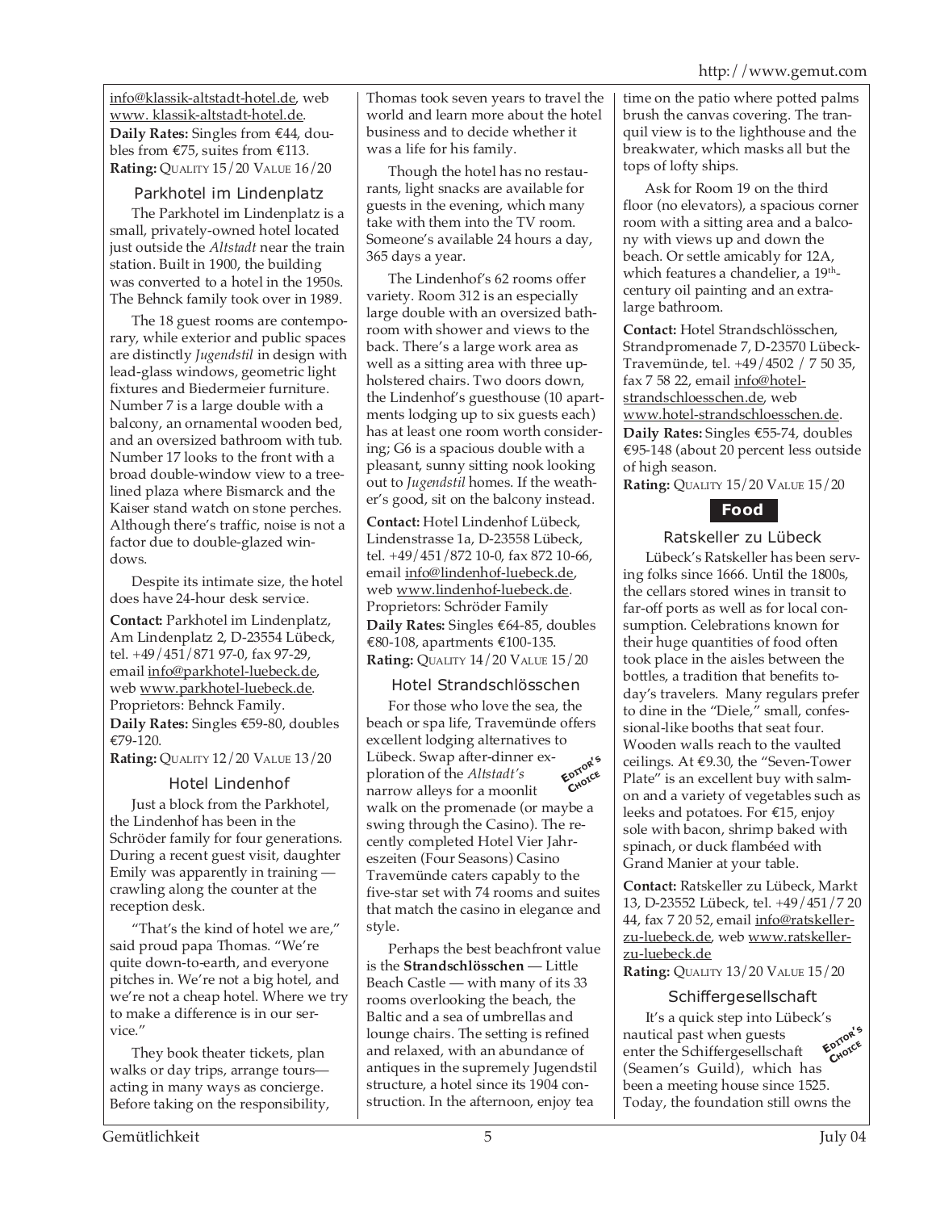info@klassik-altstadt-hotel.de, web www. klassik-altstadt-hotel.de.

**Daily Rates:** Singles from €44, doubles from €75, suites from €113.

**Rating:** QUALITY 15/20 VALUE 16/20

### Parkhotel im Lindenplatz

The Parkhotel im Lindenplatz is a small, privately-owned hotel located just outside the *Altstadt* near the train station. Built in 1900, the building was converted to a hotel in the 1950s. The Behnck family took over in 1989.

The 18 guest rooms are contemporary, while exterior and public spaces are distinctly *Jugendstil* in design with lead-glass windows, geometric light fixtures and Biedermeier furniture. Number 7 is a large double with a balcony, an ornamental wooden bed, and an oversized bathroom with tub. Number 17 looks to the front with a broad double-window view to a tree-lined plaza where Bismarck and the Kaiser stand watch on stone perches. Although there's traffic, noise is not a factor due to double-glazed windows.

Despite its intimate size, the hotel does have 24-hour desk service.

**Contact:** Parkhotel im Lindenplatz, Am Lindenplatz 2, D-23554 Lübeck, tel. +49/451/871 97-0, fax 97-29, email info@parkhotel-luebeck.de, web www.parkhotel-luebeck.de. Proprietors: Behnck Family.

**Daily Rates:** Singles €59-80, doubles €79-120.

**Rating:** QUALITY 12/20 VALUE 13/20

### Hotel Lindenhof

Just a block from the Parkhotel, the Lindenhof has been in the Schröder family for four generations. During a recent guest visit, daughter Emily was apparently in training — crawling along the counter at the reception desk.

"That's the kind of hotel we are," said proud papa Thomas. "We're quite down-to-earth, and everyone pitches in. We're not a big hotel, and we're not a cheap hotel. Where we try to make a difference is in our service."

They book theater tickets, plan walks or day trips, arrange tours—acting in many ways as concierge. Before taking on the responsibility, Thomas took seven years to travel the world and learn more about the hotel business and to decide whether it was a life for his family.

Though the hotel has no restaurants, light snacks are available for guests in the evening, which many take with them into the TV room. Someone's available 24 hours a day, 365 days a year.

The Lindenhof's 62 rooms offer variety. Room 312 is an especially large double with an oversized bathroom with shower and views to the back. There's a large work area as well as a sitting area with three upholstered chairs. Two doors down, the Lindenhof's guesthouse (10 apartments lodging up to six guests each) has at least one room worth considering; G6 is a spacious double with a pleasant, sunny sitting nook looking out to *Jugendstil* homes. If the weather's good, sit on the balcony instead.

**Contact:** Hotel Lindenhof Lübeck, Lindenstrasse 1a, D-23558 Lübeck, tel. +49/451/872 10-0, fax 872 10-66, email info@lindenhof-luebeck.de, web www.lindenhof-luebeck.de. Proprietors: Schröder Family

**Daily Rates:** Singles €64-85, doubles €80-108, apartments €100-135.

**Rating:** QUALITY 14/20 VALUE 15/20

### Hotel Strandschlösschen

*EDITOR'S CHOICE*

For those who love the sea, the beach or spa life, Travemünde offers excellent lodging alternatives to Lübeck. Swap after-dinner exploration of the *Altstadt's* narrow alleys for a moonlit walk on the promenade (or maybe a swing through the Casino). The recently completed Hotel Vier Jahreszeiten (Four Seasons) Casino Travemünde caters capably to the five-star set with 74 rooms and suites that match the casino in elegance and style.

Perhaps the best beachfront value is the **Strandschlösschen** — Little Beach Castle — with many of its 33 rooms overlooking the beach, the Baltic and a sea of umbrellas and lounge chairs. The setting is refined and relaxed, with an abundance of antiques in the supremely Jugendstil structure, a hotel since its 1904 construction. In the afternoon, enjoy tea time on the patio where potted palms brush the canvas covering. The tranquil view is to the lighthouse and the breakwater, which masks all but the tops of lofty ships.

Ask for Room 19 on the third floor (no elevators), a spacious corner room with a sitting area and a balcony with views up and down the beach. Or settle amicably for 12A, which features a chandelier, a 19th-century oil painting and an extra-large bathroom.

**Contact:** Hotel Strandschlösschen, Strandpromenade 7, D-23570 Lübeck-Travemünde, tel. +49/4502 / 7 50 35, fax 7 58 22, email info@hotel-strandschloesschen.de, web www.hotel-strandschloesschen.de.

**Daily Rates:** Singles €55-74, doubles €95-148 (about 20 percent less outside of high season.

**Rating:** QUALITY 15/20 VALUE 15/20

## Food

### Ratskeller zu Lübeck

Lübeck's Ratskeller has been serving folks since 1666. Until the 1800s, the cellars stored wines in transit to far-off ports as well as for local consumption. Celebrations known for their huge quantities of food often took place in the aisles between the bottles, a tradition that benefits today's travelers. Many regulars prefer to dine in the "Diele," small, confessional-like booths that seat four. Wooden walls reach to the vaulted ceilings. At €9.30, the "Seven-Tower Plate" is an excellent buy with salmon and a variety of vegetables such as leeks and potatoes. For €15, enjoy sole with bacon, shrimp baked with spinach, or duck flambéed with Grand Manier at your table.

**Contact:** Ratskeller zu Lübeck, Markt 13, D-23552 Lübeck, tel. +49/451/7 20 44, fax 7 20 52, email info@ratskeller-zu-luebeck.de, web www.ratskeller-zu-luebeck.de

**Rating:** QUALITY 13/20 VALUE 15/20

### Schiffergesellschaft

*EDITOR'S CHOICE*

It's a quick step into Lübeck's nautical past when guests enter the Schiffergesellschaft (Seamen's Guild), which has been a meeting house since 1525. Today, the foundation still owns the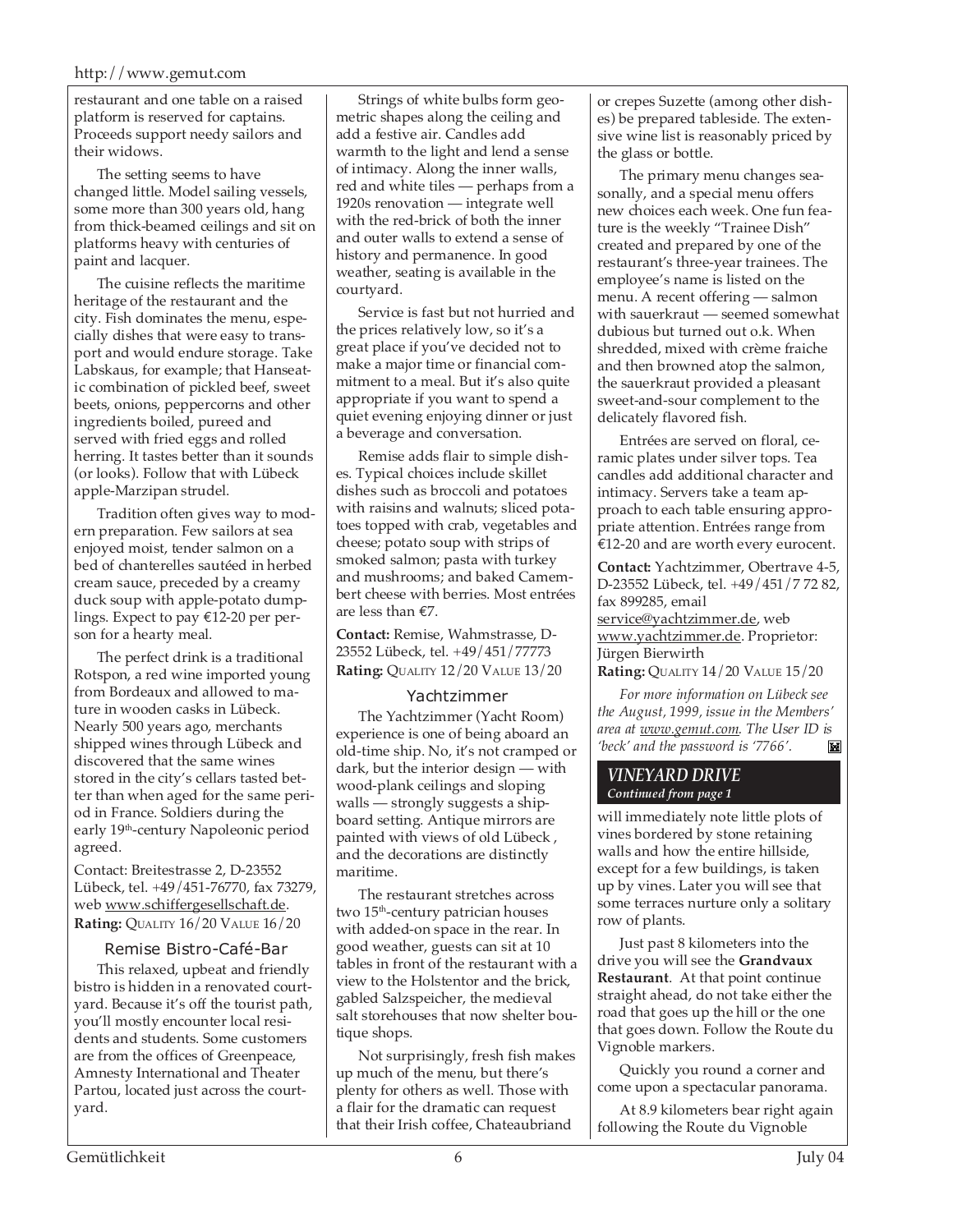restaurant and one table on a raised platform is reserved for captains. Proceeds support needy sailors and their widows.

The setting seems to have changed little. Model sailing vessels, some more than 300 years old, hang from thick-beamed ceilings and sit on platforms heavy with centuries of paint and lacquer.

The cuisine reflects the maritime heritage of the restaurant and the city. Fish dominates the menu, especially dishes that were easy to transport and would endure storage. Take Labskaus, for example; that Hanseatic combination of pickled beef, sweet beets, onions, peppercorns and other ingredients boiled, pureed and served with fried eggs and rolled herring. It tastes better than it sounds (or looks). Follow that with Lübeck apple-Marzipan strudel.

Tradition often gives way to modern preparation. Few sailors at sea enjoyed moist, tender salmon on a bed of chanterelles sautéed in herbed cream sauce, preceded by a creamy duck soup with apple-potato dumplings. Expect to pay €12-20 per person for a hearty meal.

The perfect drink is a traditional Rotspon, a red wine imported young from Bordeaux and allowed to mature in wooden casks in Lübeck. Nearly 500 years ago, merchants shipped wines through Lübeck and discovered that the same wines stored in the city's cellars tasted better than when aged for the same period in France. Soldiers during the early 19th-century Napoleonic period agreed.

Contact: Breitestrasse 2, D-23552 Lübeck, tel. +49/451-76770, fax 73279, web www.schiffergesellschaft.de.
**Rating:** QUALITY 16/20 VALUE 16/20

### Remise Bistro-Café-Bar

This relaxed, upbeat and friendly bistro is hidden in a renovated courtyard. Because it's off the tourist path, you'll mostly encounter local residents and students. Some customers are from the offices of Greenpeace, Amnesty International and Theater Partou, located just across the courtyard.

Strings of white bulbs form geometric shapes along the ceiling and add a festive air. Candles add warmth to the light and lend a sense of intimacy. Along the inner walls, red and white tiles — perhaps from a 1920s renovation — integrate well with the red-brick of both the inner and outer walls to extend a sense of history and permanence. In good weather, seating is available in the courtyard.

Service is fast but not hurried and the prices relatively low, so it's a great place if you've decided not to make a major time or financial commitment to a meal. But it's also quite appropriate if you want to spend a quiet evening enjoying dinner or just a beverage and conversation.

Remise adds flair to simple dishes. Typical choices include skillet dishes such as broccoli and potatoes with raisins and walnuts; sliced potatoes topped with crab, vegetables and cheese; potato soup with strips of smoked salmon; pasta with turkey and mushrooms; and baked Camembert cheese with berries. Most entrées are less than €7.

**Contact:** Remise, Wahmstrasse, D-23552 Lübeck, tel. +49/451/77773
**Rating:** QUALITY 12/20 VALUE 13/20

### Yachtzimmer

The Yachtzimmer (Yacht Room) experience is one of being aboard an old-time ship. No, it's not cramped or dark, but the interior design — with wood-plank ceilings and sloping walls — strongly suggests a shipboard setting. Antique mirrors are painted with views of old Lübeck , and the decorations are distinctly maritime.

The restaurant stretches across two 15th-century patrician houses with added-on space in the rear. In good weather, guests can sit at 10 tables in front of the restaurant with a view to the Holstentor and the brick, gabled Salzspeicher, the medieval salt storehouses that now shelter boutique shops.

Not surprisingly, fresh fish makes up much of the menu, but there's plenty for others as well. Those with a flair for the dramatic can request that their Irish coffee, Chateaubriand or crepes Suzette (among other dishes) be prepared tableside. The extensive wine list is reasonably priced by the glass or bottle.

The primary menu changes seasonally, and a special menu offers new choices each week. One fun feature is the weekly "Trainee Dish" created and prepared by one of the restaurant's three-year trainees. The employee's name is listed on the menu. A recent offering — salmon with sauerkraut — seemed somewhat dubious but turned out o.k. When shredded, mixed with crème fraiche and then browned atop the salmon, the sauerkraut provided a pleasant sweet-and-sour complement to the delicately flavored fish.

Entrées are served on floral, ceramic plates under silver tops. Tea candles add additional character and intimacy. Servers take a team approach to each table ensuring appropriate attention. Entrées range from €12-20 and are worth every eurocent.

**Contact:** Yachtzimmer, Obertrave 4-5, D-23552 Lübeck, tel. +49/451/7 72 82, fax 899285, email service@yachtzimmer.de, web www.yachtzimmer.de. Proprietor: Jürgen Bierwirth
**Rating:** QUALITY 14/20 VALUE 15/20

*For more information on Lübeck see the August, 1999, issue in the Members' area at www.gemut.com. The User ID is 'beck' and the password is '7766'.*

## *VINEYARD DRIVE*

***Continued from page 1***

will immediately note little plots of vines bordered by stone retaining walls and how the entire hillside, except for a few buildings, is taken up by vines. Later you will see that some terraces nurture only a solitary row of plants.

Just past 8 kilometers into the drive you will see the **Grandvaux Restaurant**. At that point continue straight ahead, do not take either the road that goes up the hill or the one that goes down. Follow the Route du Vignoble markers.

Quickly you round a corner and come upon a spectacular panorama.

At 8.9 kilometers bear right again following the Route du Vignoble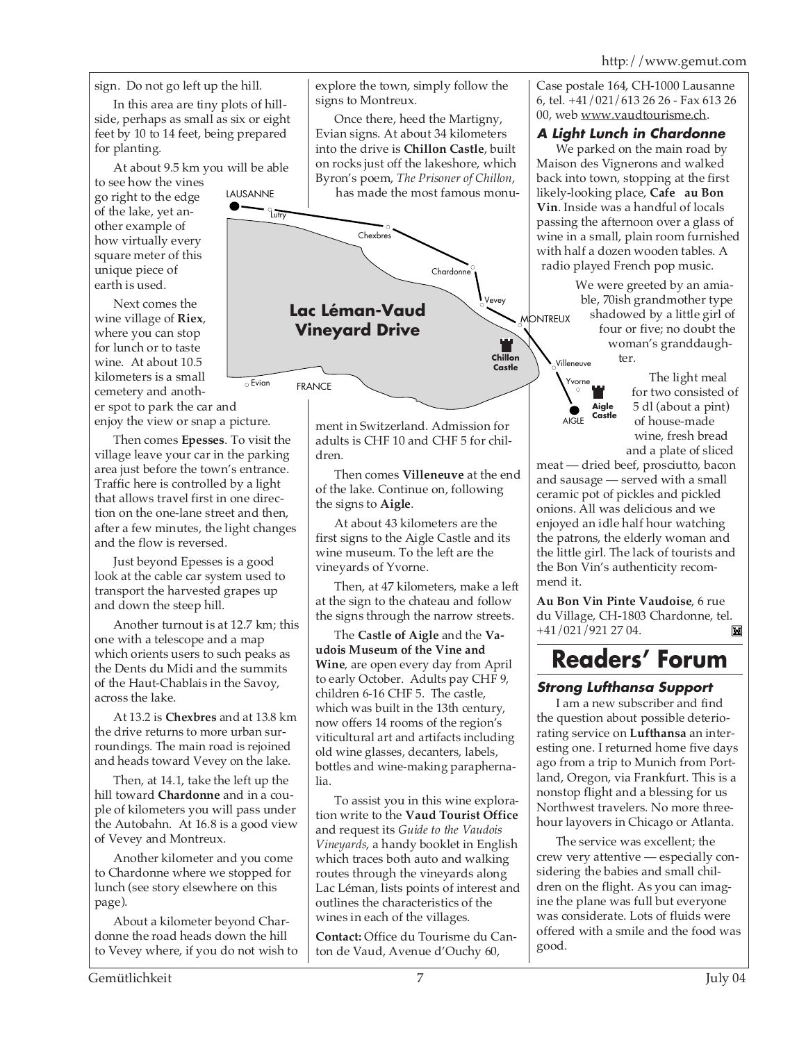sign. Do not go left up the hill.

In this area are tiny plots of hillside, perhaps as small as six or eight feet by 10 to 14 feet, being prepared for planting.

At about 9.5 km you will be able to see how the vines go right to the edge of the lake, yet another example of how virtually every square meter of this unique piece of earth is used.

Next comes the wine village of **Riex**, where you can stop for lunch or to taste wine. At about 10.5 kilometers is a small cemetery and another spot to park the car and enjoy the view or snap a picture.

Then comes **Epesses**. To visit the village leave your car in the parking area just before the town's entrance. Traffic here is controlled by a light that allows travel first in one direction on the one-lane street and then, after a few minutes, the light changes and the flow is reversed.

Just beyond Epesses is a good look at the cable car system used to transport the harvested grapes up and down the steep hill.

Another turnout is at 12.7 km; this one with a telescope and a map which orients users to such peaks as the Dents du Midi and the summits of the Haut-Chablais in the Savoy, across the lake.

At 13.2 is **Chexbres** and at 13.8 km the drive returns to more urban surroundings. The main road is rejoined and heads toward Vevey on the lake.

Then, at 14.1, take the left up the hill toward **Chardonne** and in a couple of kilometers you will pass under the Autobahn. At 16.8 is a good view of Vevey and Montreux.

Another kilometer and you come to Chardonne where we stopped for lunch (see story elsewhere on this page).

About a kilometer beyond Chardonne the road heads down the hill to Vevey where, if you do not wish to explore the town, simply follow the signs to Montreux.

Once there, heed the Martigny, Evian signs. At about 34 kilometers into the drive is **Chillon Castle**, built on rocks just off the lakeshore, which Byron's poem, *The Prisoner of Chillon*, has made the most famous monument in Switzerland. Admission for adults is CHF 10 and CHF 5 for children.

**Lac Léman-Vaud Vineyard Drive**

LAUSANNE, Lutry, Chexbres, Chardonne, Vevey, MONTREUX, Chillon Castle, Villeneuve, Yvorne, Aigle Castle, AIGLE, Evian, FRANCE

Then comes **Villeneuve** at the end of the lake. Continue on, following the signs to **Aigle**.

At about 43 kilometers are the first signs to the Aigle Castle and its wine museum. To the left are the vineyards of Yvorne.

Then, at 47 kilometers, make a left at the sign to the chateau and follow the signs through the narrow streets.

The **Castle of Aigle** and the **Vaudois Museum of the Vine and Wine**, are open every day from April to early October. Adults pay CHF 9, children 6-16 CHF 5. The castle, which was built in the 13th century, now offers 14 rooms of the region's viticultural art and artifacts including old wine glasses, decanters, labels, bottles and wine-making paraphernalia.

To assist you in this wine exploration write to the **Vaud Tourist Office** and request its *Guide to the Vaudois Vineyards*, a handy booklet in English which traces both auto and walking routes through the vineyards along Lac Léman, lists points of interest and outlines the characteristics of the wines in each of the villages.

**Contact:** Office du Tourisme du Canton de Vaud, Avenue d'Ouchy 60, Case postale 164, CH-1000 Lausanne 6, tel. +41/021/613 26 26 - Fax 613 26 00, web www.vaudtourisme.ch.

### A Light Lunch in Chardonne

We parked on the main road by Maison des Vignerons and walked back into town, stopping at the first likely-looking place, **Cafe au Bon Vin**. Inside was a handful of locals passing the afternoon over a glass of wine in a small, plain room furnished with half a dozen wooden tables. A radio played French pop music.

We were greeted by an amiable, 70ish grandmother type shadowed by a little girl of four or five; no doubt the woman's granddaughter.

The light meal for two consisted of 5 dl (about a pint) of house-made wine, fresh bread and a plate of sliced meat — dried beef, prosciutto, bacon and sausage — served with a small ceramic pot of pickles and pickled onions. All was delicious and we enjoyed an idle half hour watching the patrons, the elderly woman and the little girl. The lack of tourists and the Bon Vin's authenticity recommend it.

**Au Bon Vin Pinte Vaudoise**, 6 rue du Village, CH-1803 Chardonne, tel. +41/021/921 27 04.

# Readers' Forum

### Strong Lufthansa Support

I am a new subscriber and find the question about possible deteriorating service on **Lufthansa** an interesting one. I returned home five days ago from a trip to Munich from Portland, Oregon, via Frankfurt. This is a nonstop flight and a blessing for us Northwest travelers. No more three-hour layovers in Chicago or Atlanta.

The service was excellent; the crew very attentive — especially considering the babies and small children on the flight. As you can imagine the plane was full but everyone was considerate. Lots of fluids were offered with a smile and the food was good.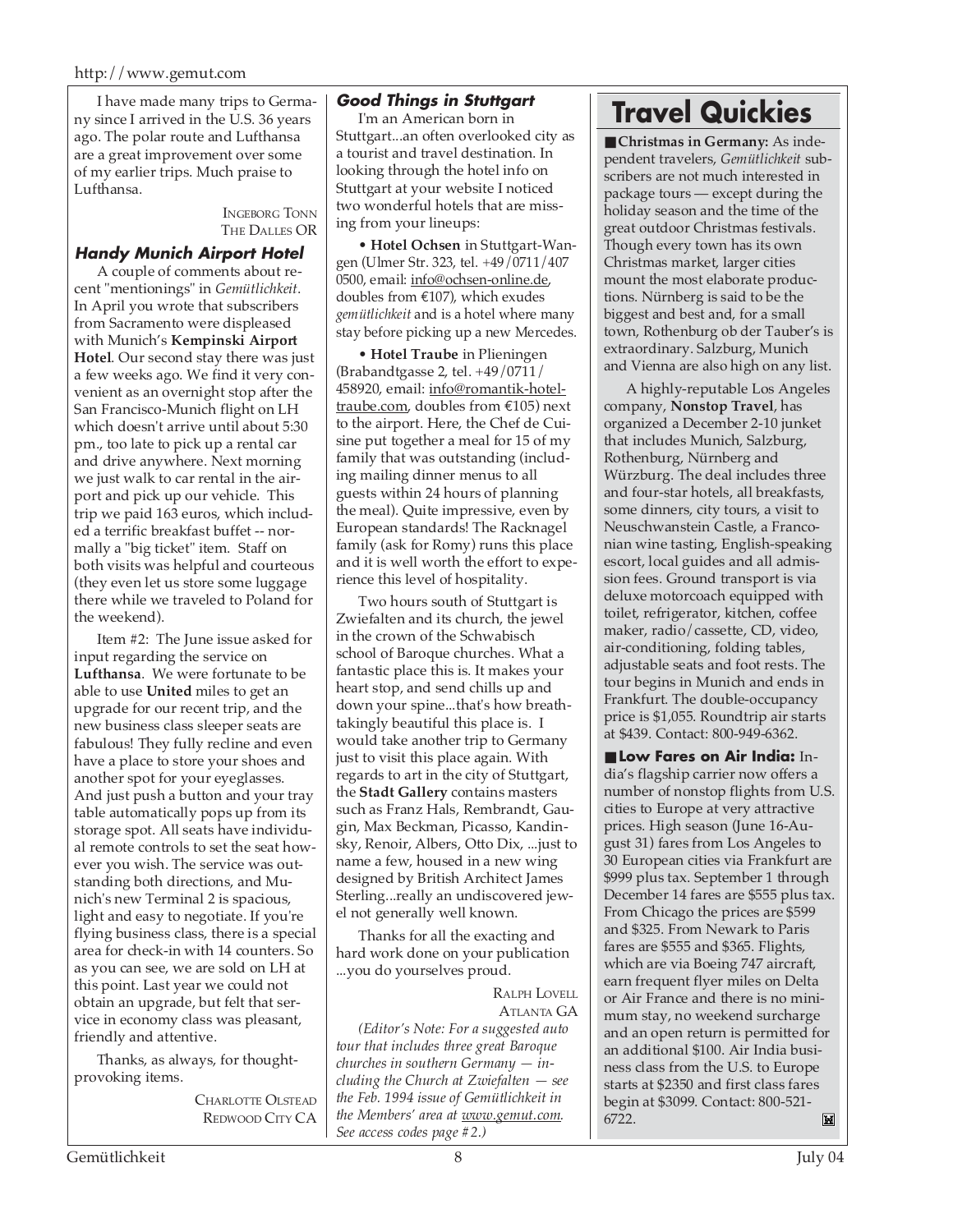I have made many trips to Germany since I arrived in the U.S. 36 years ago. The polar route and Lufthansa are a great improvement over some of my earlier trips. Much praise to Lufthansa.

INGEBORG TONN
THE DALLES OR

### *Handy Munich Airport Hotel*

A couple of comments about recent "mentionings" in *Gemütlichkeit*. In April you wrote that subscribers from Sacramento were displeased with Munich's **Kempinski Airport Hotel**. Our second stay there was just a few weeks ago. We find it very convenient as an overnight stop after the San Francisco-Munich flight on LH which doesn't arrive until about 5:30 pm., too late to pick up a rental car and drive anywhere. Next morning we just walk to car rental in the airport and pick up our vehicle. This trip we paid 163 euros, which included a terrific breakfast buffet -- normally a "big ticket" item. Staff on both visits was helpful and courteous (they even let us store some luggage there while we traveled to Poland for the weekend).

Item #2: The June issue asked for input regarding the service on **Lufthansa**. We were fortunate to be able to use **United** miles to get an upgrade for our recent trip, and the new business class sleeper seats are fabulous! They fully recline and even have a place to store your shoes and another spot for your eyeglasses. And just push a button and your tray table automatically pops up from its storage spot. All seats have individual remote controls to set the seat however you wish. The service was outstanding both directions, and Munich's new Terminal 2 is spacious, light and easy to negotiate. If you're flying business class, there is a special area for check-in with 14 counters. So as you can see, we are sold on LH at this point. Last year we could not obtain an upgrade, but felt that service in economy class was pleasant, friendly and attentive.

Thanks, as always, for thought-provoking items.

CHARLOTTE OLSTEAD
REDWOOD CITY CA

### *Good Things in Stuttgart*

I'm an American born in Stuttgart...an often overlooked city as a tourist and travel destination. In looking through the hotel info on Stuttgart at your website I noticed two wonderful hotels that are missing from your lineups:

• **Hotel Ochsen** in Stuttgart-Wangen (Ulmer Str. 323, tel. +49/0711/407 0500, email: info@ochsen-online.de, doubles from €107), which exudes *gemütlichkeit* and is a hotel where many stay before picking up a new Mercedes.

• **Hotel Traube** in Plieningen (Brabandtgasse 2, tel. +49/0711/ 458920, email: info@romantik-hotel-traube.com, doubles from €105) next to the airport. Here, the Chef de Cuisine put together a meal for 15 of my family that was outstanding (including mailing dinner menus to all guests within 24 hours of planning the meal). Quite impressive, even by European standards! The Racknagel family (ask for Romy) runs this place and it is well worth the effort to experience this level of hospitality.

Two hours south of Stuttgart is Zwiefalten and its church, the jewel in the crown of the Schwabisch school of Baroque churches. What a fantastic place this is. It makes your heart stop, and send chills up and down your spine...that's how breathtakingly beautiful this place is. I would take another trip to Germany just to visit this place again. With regards to art in the city of Stuttgart, the **Stadt Gallery** contains masters such as Franz Hals, Rembrandt, Gaugin, Max Beckman, Picasso, Kandinsky, Renoir, Albers, Otto Dix, ...just to name a few, housed in a new wing designed by British Architect James Sterling...really an undiscovered jewel not generally well known.

Thanks for all the exacting and hard work done on your publication ...you do yourselves proud.

RALPH LOVELL
ATLANTA GA

*(Editor's Note: For a suggested auto tour that includes three great Baroque churches in southern Germany — including the Church at Zwiefalten — see the Feb. 1994 issue of Gemütlichkeit in the Members' area at www.gemut.com. See access codes page #2.)*

## Travel Quickies

■ **Christmas in Germany:** As independent travelers, *Gemütlichkeit* subscribers are not much interested in package tours — except during the holiday season and the time of the great outdoor Christmas festivals. Though every town has its own Christmas market, larger cities mount the most elaborate productions. Nürnberg is said to be the biggest and best and, for a small town, Rothenburg ob der Tauber's is extraordinary. Salzburg, Munich and Vienna are also high on any list.

A highly-reputable Los Angeles company, **Nonstop Travel**, has organized a December 2-10 junket that includes Munich, Salzburg, Rothenburg, Nürnberg and Würzburg. The deal includes three and four-star hotels, all breakfasts, some dinners, city tours, a visit to Neuschwanstein Castle, a Franconian wine tasting, English-speaking escort, local guides and all admission fees. Ground transport is via deluxe motorcoach equipped with toilet, refrigerator, kitchen, coffee maker, radio/cassette, CD, video, air-conditioning, folding tables, adjustable seats and foot rests. The tour begins in Munich and ends in Frankfurt. The double-occupancy price is $1,055. Roundtrip air starts at $439. Contact: 800-949-6362.

■ **Low Fares on Air India:** India's flagship carrier now offers a number of nonstop flights from U.S. cities to Europe at very attractive prices. High season (June 16-August 31) fares from Los Angeles to 30 European cities via Frankfurt are $999 plus tax. September 1 through December 14 fares are $555 plus tax. From Chicago the prices are $599 and $325. From Newark to Paris fares are $555 and $365. Flights, which are via Boeing 747 aircraft, earn frequent flyer miles on Delta or Air France and there is no minimum stay, no weekend surcharge and an open return is permitted for an additional $100. Air India business class from the U.S. to Europe starts at $2350 and first class fares begin at $3099. Contact: 800-521-6722.